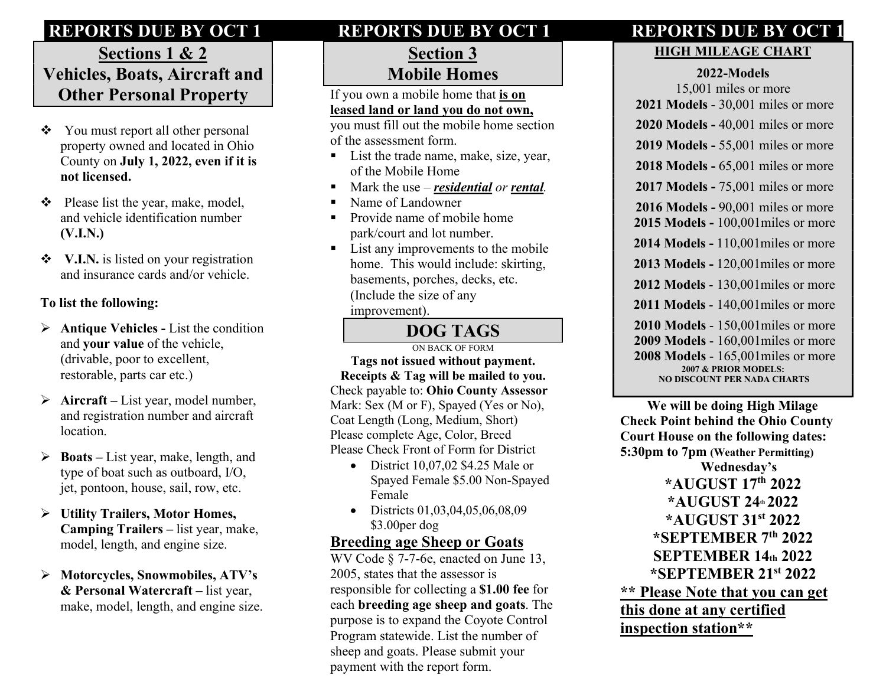## REPORTS DUE BY OCT 1

### Sections 1 & 2
### Vehicles, Boats, Aircraft and Other Personal Property

- You must report all other personal property owned and located in Ohio County on **July 1, 2022, even if it is not licensed.**
- Please list the year, make, model, and vehicle identification number **(V.I.N.)**
- **V.I.N.** is listed on your registration and insurance cards and/or vehicle.

**To list the following:**

- **Antique Vehicles -** List the condition and **your value** of the vehicle, (drivable, poor to excellent, restorable, parts car etc.)
- **Aircraft –** List year, model number, and registration number and aircraft location.
- **Boats –** List year, make, length, and type of boat such as outboard, I/O, jet, pontoon, house, sail, row, etc.
- **Utility Trailers, Motor Homes, Camping Trailers –** list year, make, model, length, and engine size.
- **Motorcycles, Snowmobiles, ATV's & Personal Watercraft –** list year, make, model, length, and engine size.

## REPORTS DUE BY OCT 1

### Section 3
### Mobile Homes

If you own a mobile home that **<u>is on leased land or land you do not own,</u>** you must fill out the mobile home section of the assessment form.

- List the trade name, make, size, year, of the Mobile Home
- Mark the use – ***<u>residential</u>*** *or* ***<u>rental</u>****.*
- Name of Landowner
- Provide name of mobile home park/court and lot number.
- List any improvements to the mobile home. This would include: skirting, basements, porches, decks, etc. (Include the size of any improvement).

### DOG TAGS

ON BACK OF FORM

**Tags not issued without payment.**
**Receipts & Tag will be mailed to you.**

Check payable to: **Ohio County Assessor**
Mark: Sex (M or F), Spayed (Yes or No), Coat Length (Long, Medium, Short)
Please complete Age, Color, Breed
Please Check Front of Form for District

- District 10,07,02 $4.25 Male or Spayed Female $5.00 Non-Spayed Female
- Districts 01,03,04,05,06,08,09 $3.00per dog

### Breeding age Sheep or Goats

WV Code § 7-7-6e, enacted on June 13, 2005, states that the assessor is responsible for collecting a **$1.00 fee** for each **breeding age sheep and goats**. The purpose is to expand the Coyote Control Program statewide. List the number of sheep and goats. Please submit your payment with the report form.

## REPORTS DUE BY OCT 1

### HIGH MILEAGE CHART

**2022-Models**
15,001 miles or more
**2021 Models** - 30,001 miles or more
**2020 Models -** 40,001 miles or more
**2019 Models -** 55,001 miles or more
**2018 Models -** 65,001 miles or more
**2017 Models -** 75,001 miles or more
**2016 Models -** 90,001 miles or more
**2015 Models -** 100,001miles or more
**2014 Models -** 110,001miles or more
**2013 Models -** 120,001miles or more
**2012 Models** - 130,001miles or more
**2011 Models** - 140,001miles or more
**2010 Models** - 150,001miles or more
**2009 Models** - 160,001miles or more
**2008 Models** - 165,001miles or more
**2007 & PRIOR MODELS: NO DISCOUNT PER NADA CHARTS**

**We will be doing High Milage Check Point behind the Ohio County Court House on the following dates: 5:30pm to 7pm (Weather Permitting)**

**Wednesday's**

**\*AUGUST 17th 2022**
**\*AUGUST 24th 2022**
**\*AUGUST 31st 2022**
**\*SEPTEMBER 7th 2022**
**SEPTEMBER 14th 2022**
**\*SEPTEMBER 21st 2022**

**<u>\*\* Please Note that you can get this done at any certified inspection station\*\*</u>**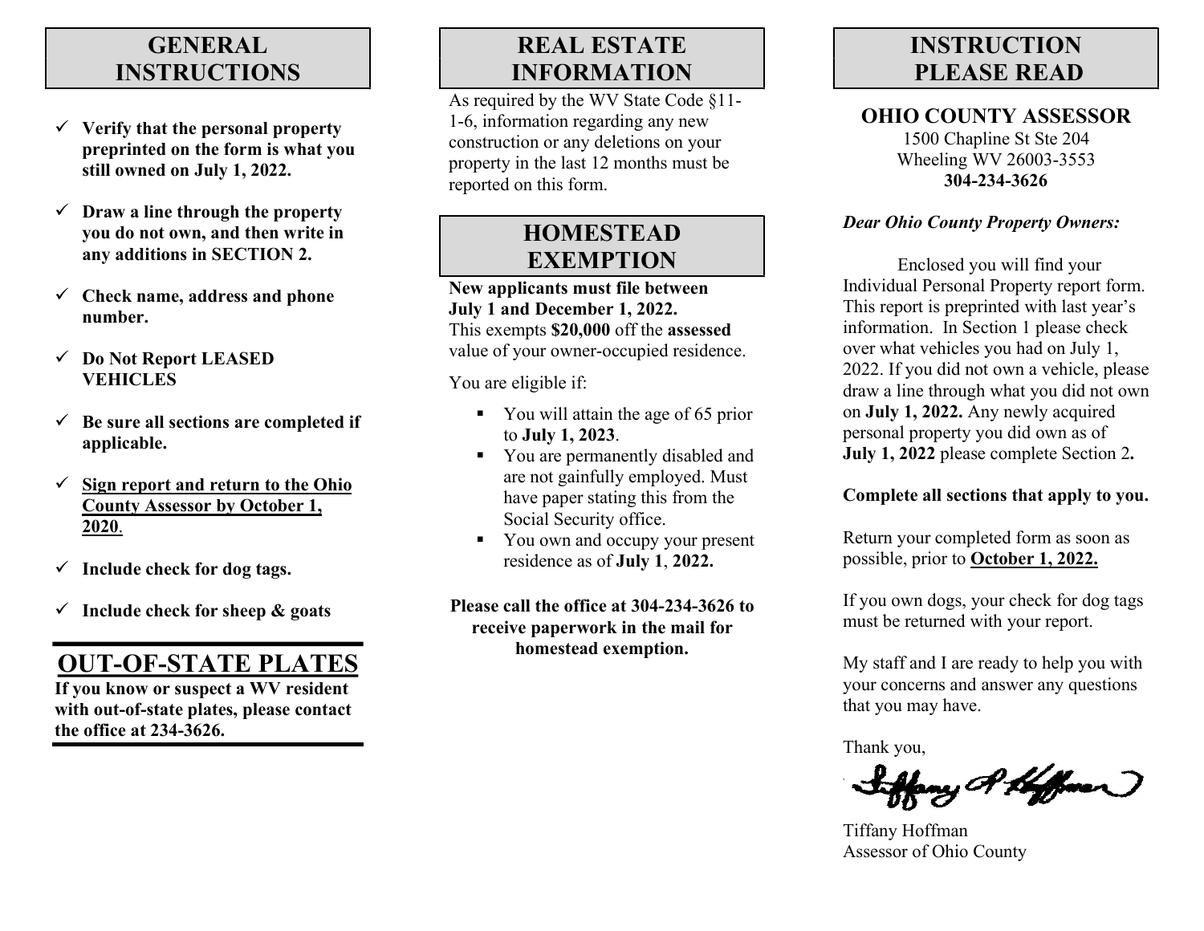## GENERAL INSTRUCTIONS

- ✓ **Verify that the personal property preprinted on the form is what you still owned on July 1, 2022.**
- ✓ **Draw a line through the property you do not own, and then write in any additions in SECTION 2.**
- ✓ **Check name, address and phone number.**
- ✓ **Do Not Report LEASED VEHICLES**
- ✓ **Be sure all sections are completed if applicable.**
- ✓ **Sign report and return to the Ohio County Assessor by October 1, 2020**.
- ✓ **Include check for dog tags.**
- ✓ **Include check for sheep & goats**

## OUT-OF-STATE PLATES

**If you know or suspect a WV resident with out-of-state plates, please contact the office at 234-3626.**

## REAL ESTATE INFORMATION

As required by the WV State Code §11-1-6, information regarding any new construction or any deletions on your property in the last 12 months must be reported on this form.

## HOMESTEAD EXEMPTION

**New applicants must file between July 1 and December 1, 2022.**
This exempts **$20,000** off the **assessed** value of your owner-occupied residence.

You are eligible if:

- You will attain the age of 65 prior to **July 1, 2023**.
- You are permanently disabled and are not gainfully employed. Must have paper stating this from the Social Security office.
- You own and occupy your present residence as of **July 1**, **2022.**

**Please call the office at 304-234-3626 to receive paperwork in the mail for homestead exemption.**

## INSTRUCTION PLEASE READ

**OHIO COUNTY ASSESSOR**
1500 Chapline St Ste 204
Wheeling WV 26003-3553
**304-234-3626**

***Dear Ohio County Property Owners:***

Enclosed you will find your Individual Personal Property report form. This report is preprinted with last year's information. In Section 1 please check over what vehicles you had on July 1, 2022. If you did not own a vehicle, please draw a line through what you did not own on **July 1, 2022.** Any newly acquired personal property you did own as of **July 1, 2022** please complete Section 2**.**

**Complete all sections that apply to you.**

Return your completed form as soon as possible, prior to **October 1, 2022.**

If you own dogs, your check for dog tags must be returned with your report.

My staff and I are ready to help you with your concerns and answer any questions that you may have.

Thank you,

Tiffany Hoffman
Assessor of Ohio County